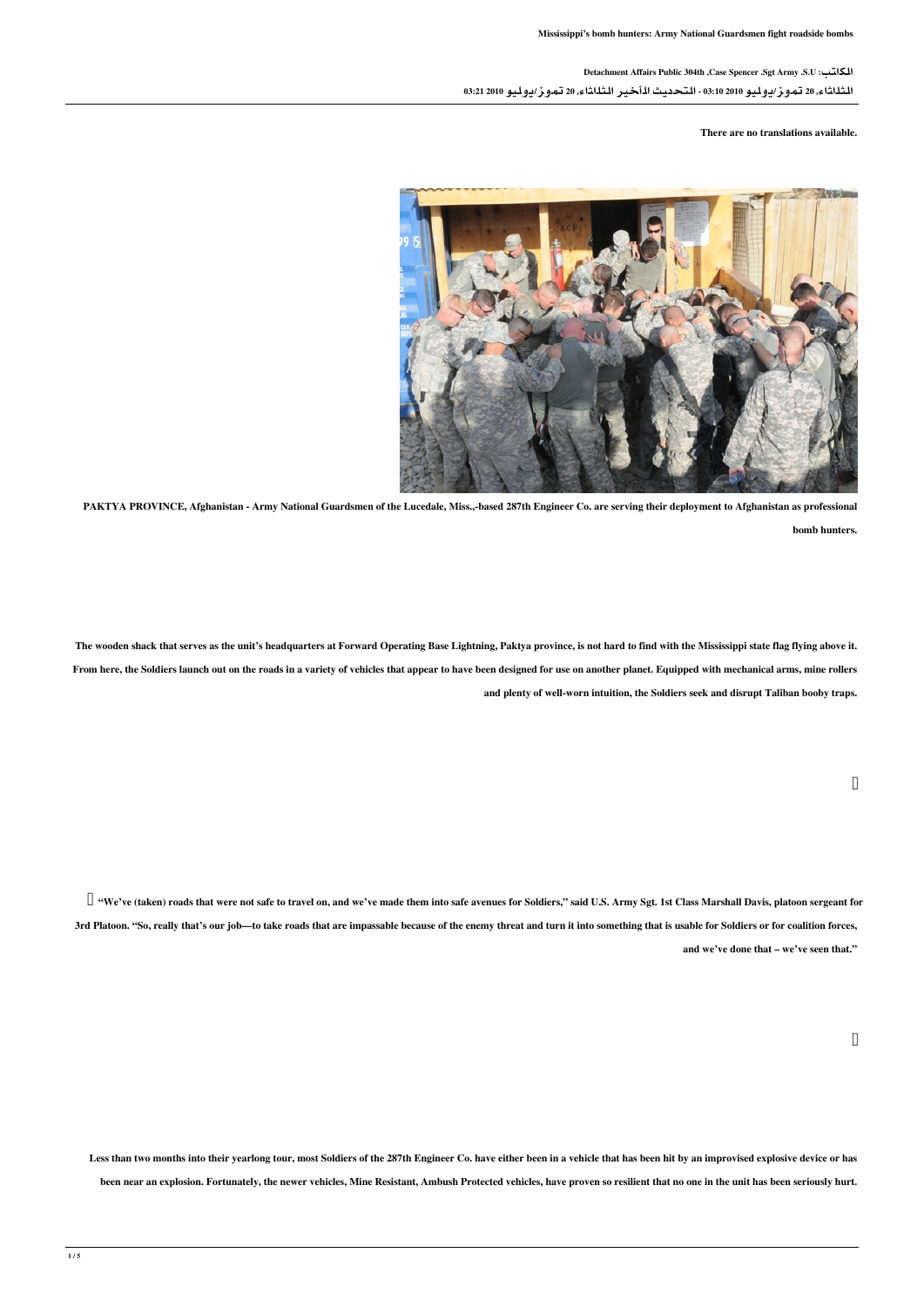# Mississippi's bomb hunters: Army National Guardsmen fight roadside bombs

الكاتب: U.S. Army Sgt. Case Spencer, 304th Public Affairs Detachment

الثلاثاء، 20 تموز/يوليو 2010 03:10 - التحديث الأخير الثلاثاء، 20 تموز/يوليو 2010 03:21

There are no translations available.

PAKTYA PROVINCE, Afghanistan - Army National Guardsmen of the Lucedale, Miss.,-based 287th Engineer Co. are serving their deployment to Afghanistan as professional bomb hunters.

The wooden shack that serves as the unit's headquarters at Forward Operating Base Lightning, Paktya province, is not hard to find with the Mississippi state flag flying above it. From here, the Soldiers launch out on the roads in a variety of vehicles that appear to have been designed for use on another planet. Equipped with mechanical arms, mine rollers and plenty of well-worn intuition, the Soldiers seek and disrupt Taliban booby traps.

"We've (taken) roads that were not safe to travel on, and we've made them into safe avenues for Soldiers," said U.S. Army Sgt. 1st Class Marshall Davis, platoon sergeant for 3rd Platoon. "So, really that's our job—to take roads that are impassable because of the enemy threat and turn it into something that is usable for Soldiers or for coalition forces, and we've done that – we've seen that."

Less than two months into their yearlong tour, most Soldiers of the 287th Engineer Co. have either been in a vehicle that has been hit by an improvised explosive device or has been near an explosion. Fortunately, the newer vehicles, Mine Resistant, Ambush Protected vehicles, have proven so resilient that no one in the unit has been seriously hurt.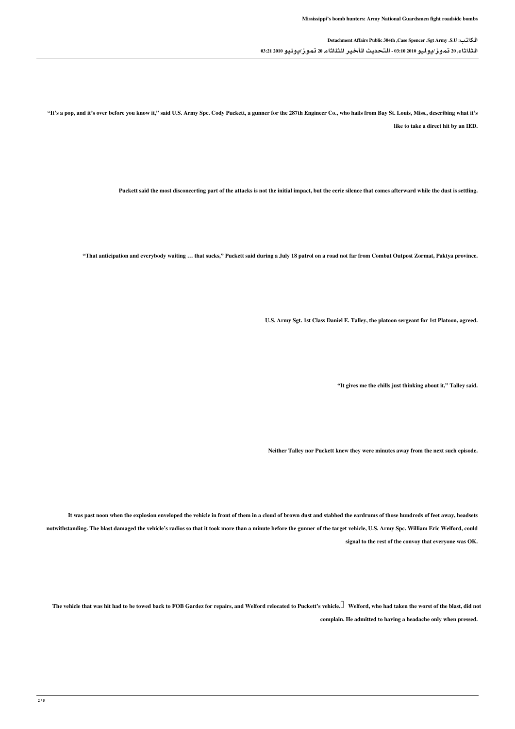"It's a pop, and it's over before you know it," said U.S. Army Spc. Cody Puckett, a gunner for the 287th Engineer Co., who hails from Bay St. Louis, Miss., describing what it's like to take a direct hit by an IED.

Puckett said the most disconcerting part of the attacks is not the initial impact, but the eerie silence that comes afterward while the dust is settling.

"That anticipation and everybody waiting … that sucks," Puckett said during a July 18 patrol on a road not far from Combat Outpost Zormat, Paktya province.

U.S. Army Sgt. 1st Class Daniel E. Talley, the platoon sergeant for 1st Platoon, agreed.

"It gives me the chills just thinking about it," Talley said.

Neither Talley nor Puckett knew they were minutes away from the next such episode.

It was past noon when the explosion enveloped the vehicle in front of them in a cloud of brown dust and stabbed the eardrums of those hundreds of feet away, headsets notwithstanding. The blast damaged the vehicle's radios so that it took more than a minute before the gunner of the target vehicle, U.S. Army Spc. William Eric Welford, could signal to the rest of the convoy that everyone was OK.

The vehicle that was hit had to be towed back to FOB Gardez for repairs, and Welford relocated to Puckett's vehicle. Welford, who had taken the worst of the blast, did not complain. He admitted to having a headache only when pressed.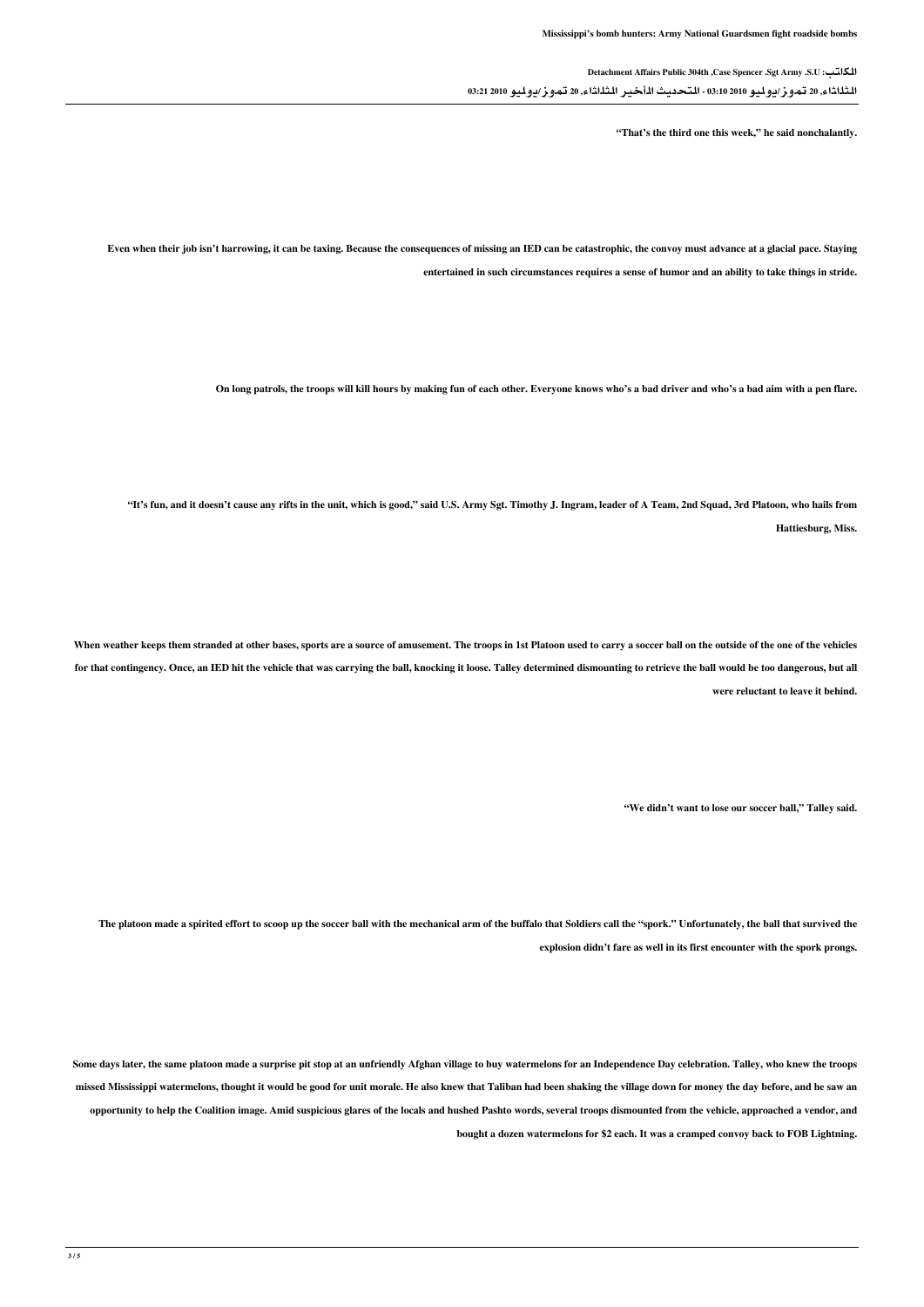"That's the third one this week," he said nonchalantly.

Even when their job isn't harrowing, it can be taxing. Because the consequences of missing an IED can be catastrophic, the convoy must advance at a glacial pace. Staying entertained in such circumstances requires a sense of humor and an ability to take things in stride.

On long patrols, the troops will kill hours by making fun of each other. Everyone knows who's a bad driver and who's a bad aim with a pen flare.

"It's fun, and it doesn't cause any rifts in the unit, which is good," said U.S. Army Sgt. Timothy J. Ingram, leader of A Team, 2nd Squad, 3rd Platoon, who hails from Hattiesburg, Miss.

When weather keeps them stranded at other bases, sports are a source of amusement. The troops in 1st Platoon used to carry a soccer ball on the outside of the one of the vehicles for that contingency. Once, an IED hit the vehicle that was carrying the ball, knocking it loose. Talley determined dismounting to retrieve the ball would be too dangerous, but all were reluctant to leave it behind.

"We didn't want to lose our soccer ball," Talley said.

The platoon made a spirited effort to scoop up the soccer ball with the mechanical arm of the buffalo that Soldiers call the "spork." Unfortunately, the ball that survived the explosion didn't fare as well in its first encounter with the spork prongs.

Some days later, the same platoon made a surprise pit stop at an unfriendly Afghan village to buy watermelons for an Independence Day celebration. Talley, who knew the troops missed Mississippi watermelons, thought it would be good for unit morale. He also knew that Taliban had been shaking the village down for money the day before, and he saw an opportunity to help the Coalition image. Amid suspicious glares of the locals and hushed Pashto words, several troops dismounted from the vehicle, approached a vendor, and bought a dozen watermelons for $2 each. It was a cramped convoy back to FOB Lightning.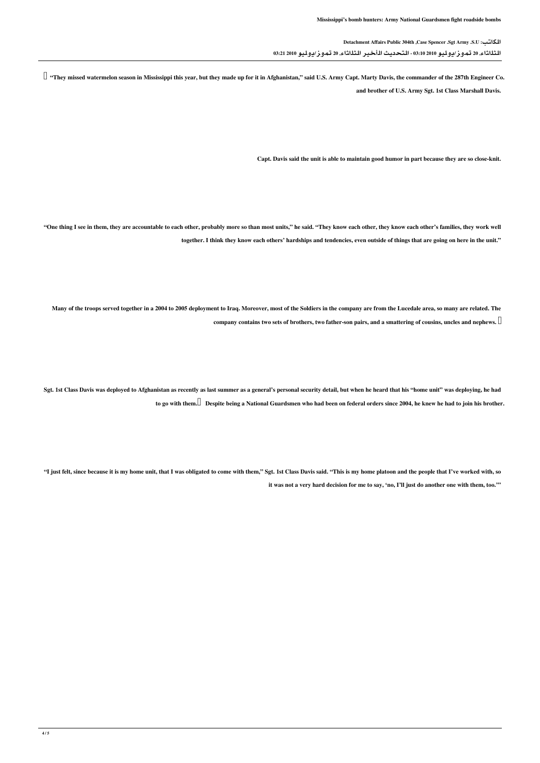"They missed watermelon season in Mississippi this year, but they made up for it in Afghanistan," said U.S. Army Capt. Marty Davis, the commander of the 287th Engineer Co. and brother of U.S. Army Sgt. 1st Class Marshall Davis.

Capt. Davis said the unit is able to maintain good humor in part because they are so close-knit.

"One thing I see in them, they are accountable to each other, probably more so than most units," he said. "They know each other, they know each other's families, they work well together. I think they know each others' hardships and tendencies, even outside of things that are going on here in the unit."

Many of the troops served together in a 2004 to 2005 deployment to Iraq. Moreover, most of the Soldiers in the company are from the Lucedale area, so many are related. The company contains two sets of brothers, two father-son pairs, and a smattering of cousins, uncles and nephews.

Sgt. 1st Class Davis was deployed to Afghanistan as recently as last summer as a general's personal security detail, but when he heard that his "home unit" was deploying, he had to go with them. Despite being a National Guardsmen who had been on federal orders since 2004, he knew he had to join his brother.

"I just felt, since because it is my home unit, that I was obligated to come with them," Sgt. 1st Class Davis said. "This is my home platoon and the people that I've worked with, so it was not a very hard decision for me to say, 'no, I'll just do another one with them, too.'"